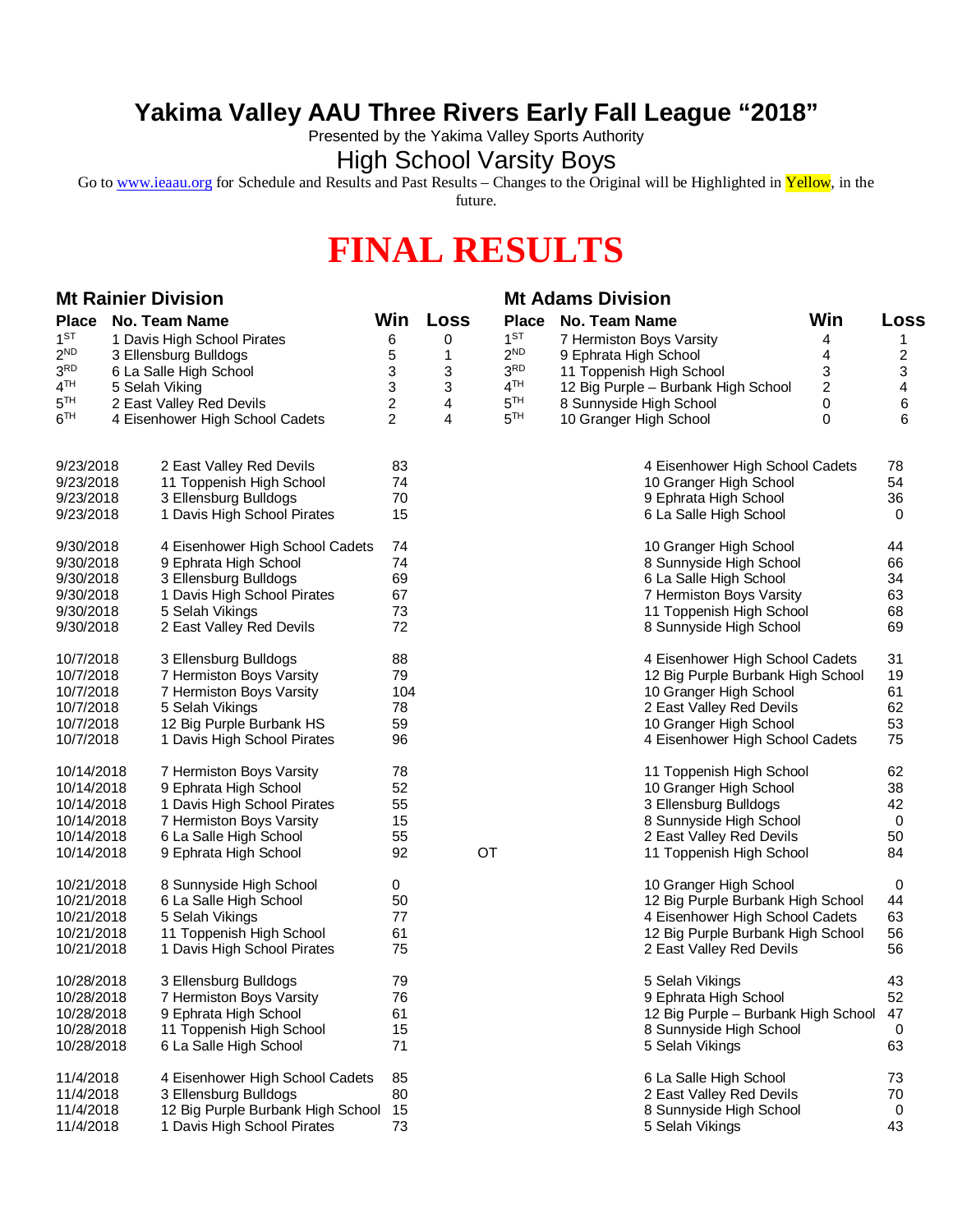# Yakima Valley AAU Three Rivers Early Fall League "2018"

Presented by the Yakima Valley Sports Authority

## High School Varsity Boys

Go to www.ieaau.org for Schedule and Results and Past Results – Changes to the Original will be Highlighted in Yellow, in the future.

# FINAL RESULTS

### Mt Rainier Division

| Place | No. Team Name | Win | Loss |
|---|---|---|---|
| 1ST | 1 Davis High School Pirates | 6 | 0 |
| 2ND | 3 Ellensburg Bulldogs | 5 | 1 |
| 3RD | 6 La Salle High School | 3 | 3 |
| 4TH | 5 Selah Viking | 3 | 3 |
| 5TH | 2 East Valley Red Devils | 2 | 4 |
| 6TH | 4 Eisenhower High School Cadets | 2 | 4 |

### Mt Adams Division

| Place | No. Team Name | Win | Loss |
|---|---|---|---|
| 1ST | 7 Hermiston Boys Varsity | 4 | 1 |
| 2ND | 9 Ephrata High School | 4 | 2 |
| 3RD | 11 Toppenish High School | 3 | 3 |
| 4TH | 12 Big Purple – Burbank High School | 2 | 4 |
| 5TH | 8 Sunnyside High School | 0 | 6 |
| 5TH | 10 Granger High School | 0 | 6 |

| Date | Team | Score | | Team | Score |
|---|---|---|---|---|---|
| 9/23/2018 | 2 East Valley Red Devils | 83 | | 4 Eisenhower High School Cadets | 78 |
| 9/23/2018 | 11 Toppenish High School | 74 | | 10 Granger High School | 54 |
| 9/23/2018 | 3 Ellensburg Bulldogs | 70 | | 9 Ephrata High School | 36 |
| 9/23/2018 | 1 Davis High School Pirates | 15 | | 6 La Salle High School | 0 |
| 9/30/2018 | 4 Eisenhower High School Cadets | 74 | | 10 Granger High School | 44 |
| 9/30/2018 | 9 Ephrata High School | 74 | | 8 Sunnyside High School | 66 |
| 9/30/2018 | 3 Ellensburg Bulldogs | 69 | | 6 La Salle High School | 34 |
| 9/30/2018 | 1 Davis High School Pirates | 67 | | 7 Hermiston Boys Varsity | 63 |
| 9/30/2018 | 5 Selah Vikings | 73 | | 11 Toppenish High School | 68 |
| 9/30/2018 | 2 East Valley Red Devils | 72 | | 8 Sunnyside High School | 69 |
| 10/7/2018 | 3 Ellensburg Bulldogs | 88 | | 4 Eisenhower High School Cadets | 31 |
| 10/7/2018 | 7 Hermiston Boys Varsity | 79 | | 12 Big Purple Burbank High School | 19 |
| 10/7/2018 | 7 Hermiston Boys Varsity | 104 | | 10 Granger High School | 61 |
| 10/7/2018 | 5 Selah Vikings | 78 | | 2 East Valley Red Devils | 62 |
| 10/7/2018 | 12 Big Purple Burbank HS | 59 | | 10 Granger High School | 53 |
| 10/7/2018 | 1 Davis High School Pirates | 96 | | 4 Eisenhower High School Cadets | 75 |
| 10/14/2018 | 7 Hermiston Boys Varsity | 78 | | 11 Toppenish High School | 62 |
| 10/14/2018 | 9 Ephrata High School | 52 | | 10 Granger High School | 38 |
| 10/14/2018 | 1 Davis High School Pirates | 55 | | 3 Ellensburg Bulldogs | 42 |
| 10/14/2018 | 7 Hermiston Boys Varsity | 15 | | 8 Sunnyside High School | 0 |
| 10/14/2018 | 6 La Salle High School | 55 | | 2 East Valley Red Devils | 50 |
| 10/14/2018 | 9 Ephrata High School | 92 | OT | 11 Toppenish High School | 84 |
| 10/21/2018 | 8 Sunnyside High School | 0 | | 10 Granger High School | 0 |
| 10/21/2018 | 6 La Salle High School | 50 | | 12 Big Purple Burbank High School | 44 |
| 10/21/2018 | 5 Selah Vikings | 77 | | 4 Eisenhower High School Cadets | 63 |
| 10/21/2018 | 11 Toppenish High School | 61 | | 12 Big Purple Burbank High School | 56 |
| 10/21/2018 | 1 Davis High School Pirates | 75 | | 2 East Valley Red Devils | 56 |
| 10/28/2018 | 3 Ellensburg Bulldogs | 79 | | 5 Selah Vikings | 43 |
| 10/28/2018 | 7 Hermiston Boys Varsity | 76 | | 9 Ephrata High School | 52 |
| 10/28/2018 | 9 Ephrata High School | 61 | | 12 Big Purple – Burbank High School | 47 |
| 10/28/2018 | 11 Toppenish High School | 15 | | 8 Sunnyside High School | 0 |
| 10/28/2018 | 6 La Salle High School | 71 | | 5 Selah Vikings | 63 |
| 11/4/2018 | 4 Eisenhower High School Cadets | 85 | | 6 La Salle High School | 73 |
| 11/4/2018 | 3 Ellensburg Bulldogs | 80 | | 2 East Valley Red Devils | 70 |
| 11/4/2018 | 12 Big Purple Burbank High School | 15 | | 8 Sunnyside High School | 0 |
| 11/4/2018 | 1 Davis High School Pirates | 73 | | 5 Selah Vikings | 43 |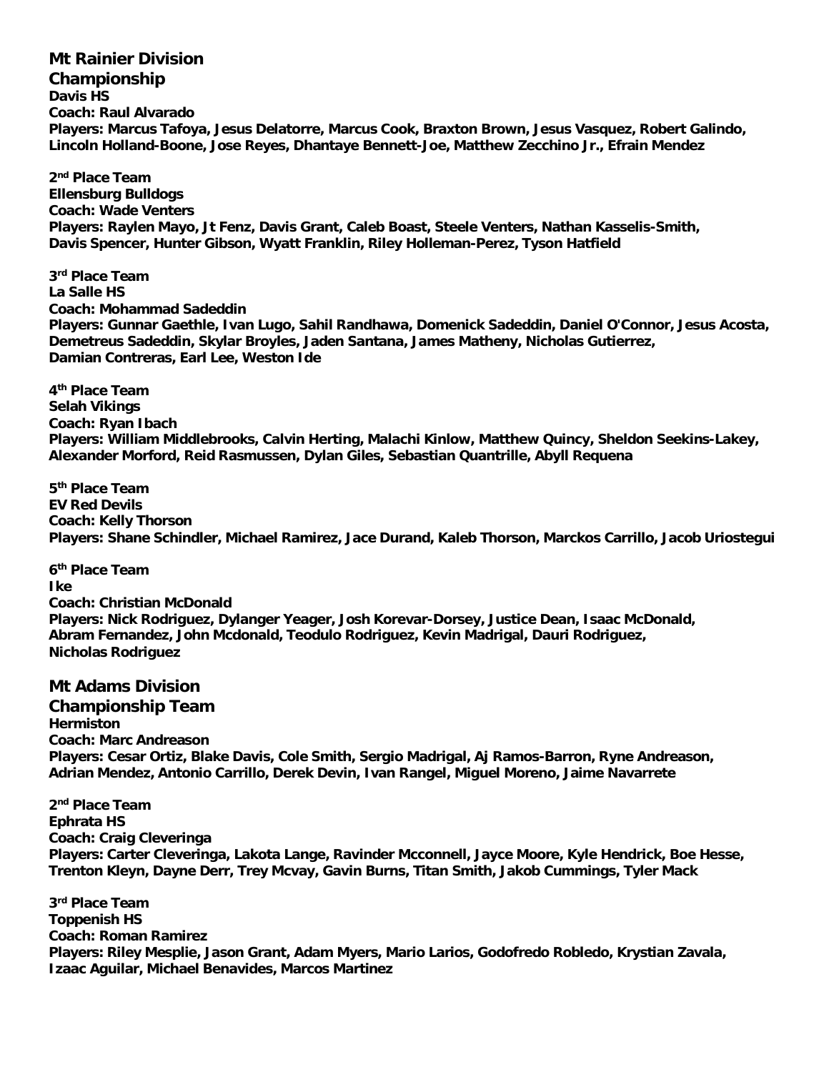## Mt Rainier Division

### Championship

**Davis HS**
**Coach: Raul Alvarado**
**Players: Marcus Tafoya, Jesus Delatorre, Marcus Cook, Braxton Brown, Jesus Vasquez, Robert Galindo, Lincoln Holland-Boone, Jose Reyes, Dhantaye Bennett-Joe, Matthew Zecchino Jr., Efrain Mendez**

**2nd Place Team**
**Ellensburg Bulldogs**
**Coach: Wade Venters**
**Players: Raylen Mayo, Jt Fenz, Davis Grant, Caleb Boast, Steele Venters, Nathan Kasselis-Smith, Davis Spencer, Hunter Gibson, Wyatt Franklin, Riley Holleman-Perez, Tyson Hatfield**

**3rd Place Team**
**La Salle HS**
**Coach: Mohammad Sadeddin**
**Players: Gunnar Gaethle, Ivan Lugo, Sahil Randhawa, Domenick Sadeddin, Daniel O'Connor, Jesus Acosta, Demetreus Sadeddin, Skylar Broyles, Jaden Santana, James Matheny, Nicholas Gutierrez, Damian Contreras, Earl Lee, Weston Ide**

**4th Place Team**
**Selah Vikings**
**Coach: Ryan Ibach**
**Players: William Middlebrooks, Calvin Herting, Malachi Kinlow, Matthew Quincy, Sheldon Seekins-Lakey, Alexander Morford, Reid Rasmussen, Dylan Giles, Sebastian Quantrille, Abyll Requena**

**5th Place Team**
**EV Red Devils**
**Coach: Kelly Thorson**
**Players: Shane Schindler, Michael Ramirez, Jace Durand, Kaleb Thorson, Marckos Carrillo, Jacob Uriostegui**

**6th Place Team**
**Ike**
**Coach: Christian McDonald**
**Players: Nick Rodriguez, Dylanger Yeager, Josh Korevar-Dorsey, Justice Dean, Isaac McDonald, Abram Fernandez, John Mcdonald, Teodulo Rodriguez, Kevin Madrigal, Dauri Rodriguez, Nicholas Rodriguez**

## Mt Adams Division

### Championship Team

**Hermiston**
**Coach: Marc Andreason**
**Players: Cesar Ortiz, Blake Davis, Cole Smith, Sergio Madrigal, Aj Ramos-Barron, Ryne Andreason, Adrian Mendez, Antonio Carrillo, Derek Devin, Ivan Rangel, Miguel Moreno, Jaime Navarrete**

**2nd Place Team**
**Ephrata HS**
**Coach: Craig Cleveringa**
**Players: Carter Cleveringa, Lakota Lange, Ravinder Mcconnell, Jayce Moore, Kyle Hendrick, Boe Hesse, Trenton Kleyn, Dayne Derr, Trey Mcvay, Gavin Burns, Titan Smith, Jakob Cummings, Tyler Mack**

**3rd Place Team**
**Toppenish HS**
**Coach: Roman Ramirez**
**Players: Riley Mesplie, Jason Grant, Adam Myers, Mario Larios, Godofredo Robledo, Krystian Zavala, Izaac Aguilar, Michael Benavides, Marcos Martinez**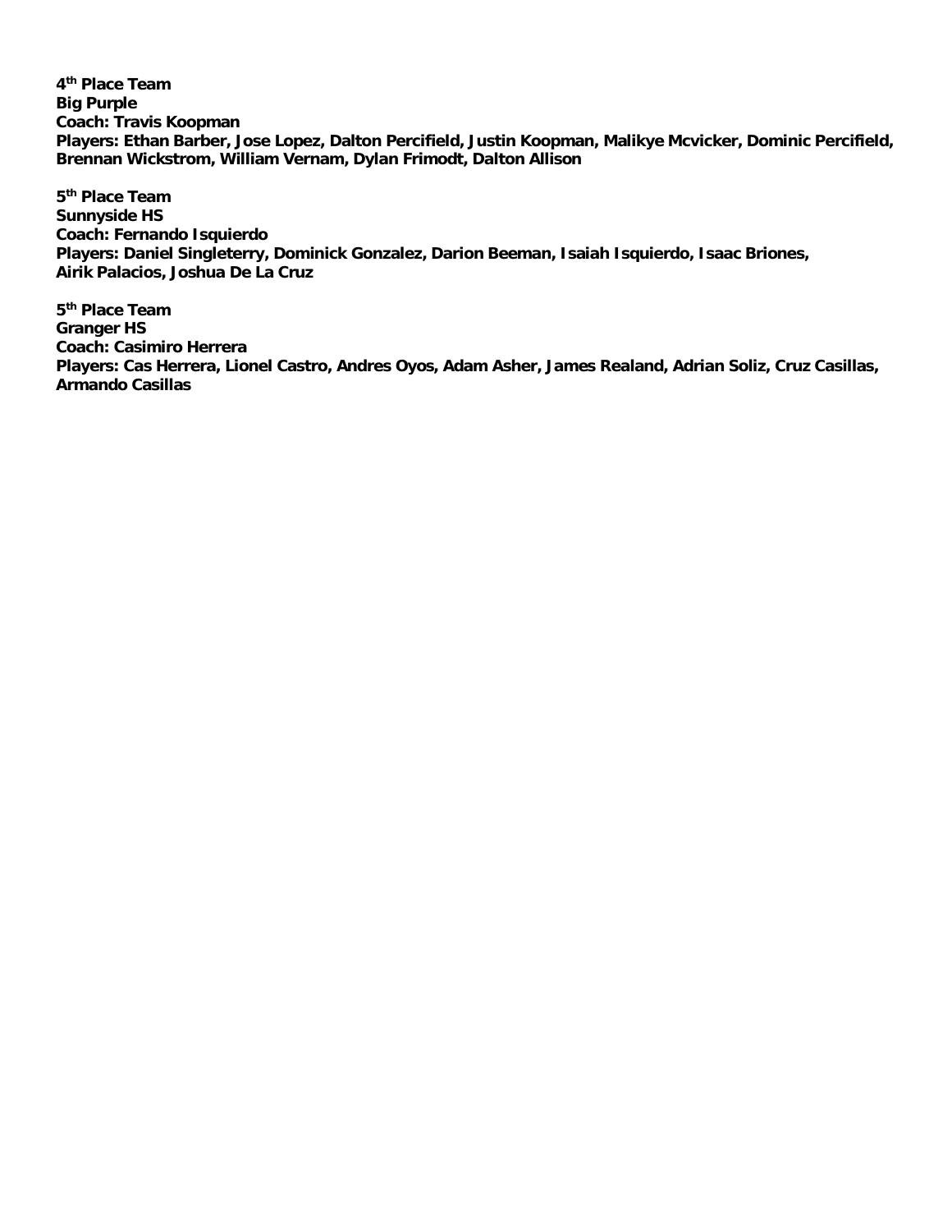**4th Place Team**
**Big Purple**
**Coach: Travis Koopman**
**Players: Ethan Barber, Jose Lopez, Dalton Percifield, Justin Koopman, Malikye Mcvicker, Dominic Percifield, Brennan Wickstrom, William Vernam, Dylan Frimodt, Dalton Allison**

**5th Place Team**
**Sunnyside HS**
**Coach: Fernando Isquierdo**
**Players: Daniel Singleterry, Dominick Gonzalez, Darion Beeman, Isaiah Isquierdo, Isaac Briones, Airik Palacios, Joshua De La Cruz**

**5th Place Team**
**Granger HS**
**Coach: Casimiro Herrera**
**Players: Cas Herrera, Lionel Castro, Andres Oyos, Adam Asher, James Realand, Adrian Soliz, Cruz Casillas, Armando Casillas**